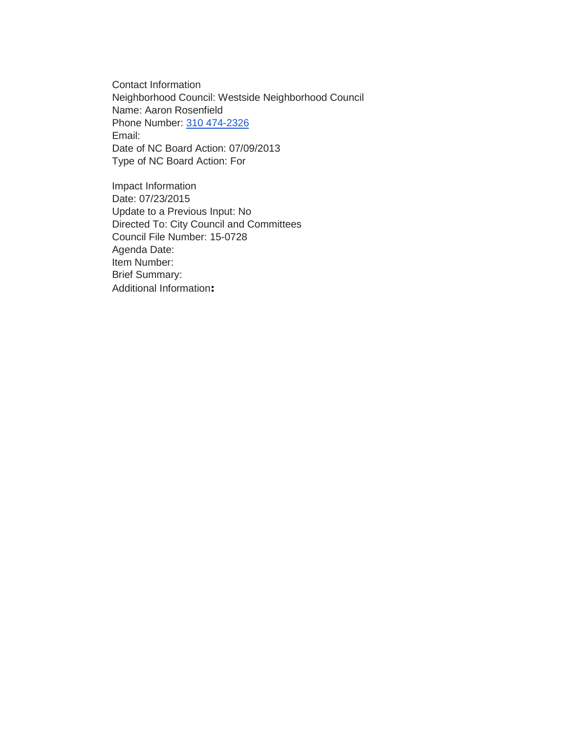Contact Information
Neighborhood Council: Westside Neighborhood Council
Name: Aaron Rosenfield
Phone Number: 310 474-2326
Email:
Date of NC Board Action: 07/09/2013
Type of NC Board Action: For

Impact Information
Date: 07/23/2015
Update to a Previous Input: No
Directed To: City Council and Committees
Council File Number: 15-0728
Agenda Date:
Item Number:
Brief Summary:
Additional Information: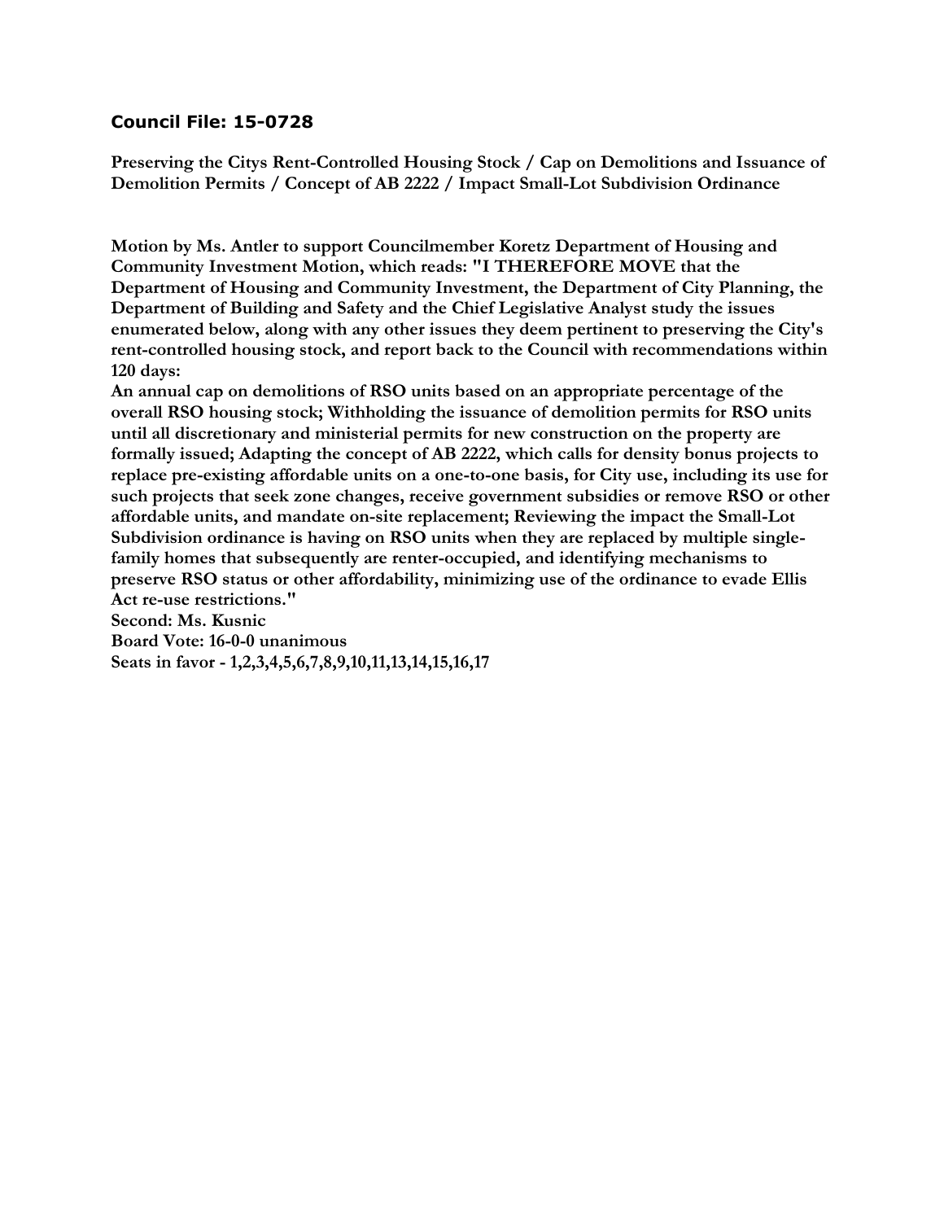### Council File: 15-0728

**Preserving the Citys Rent-Controlled Housing Stock / Cap on Demolitions and Issuance of Demolition Permits / Concept of AB 2222 / Impact Small-Lot Subdivision Ordinance**

**Motion by Ms. Antler to support Councilmember Koretz Department of Housing and Community Investment Motion, which reads: "I THEREFORE MOVE that the Department of Housing and Community Investment, the Department of City Planning, the Department of Building and Safety and the Chief Legislative Analyst study the issues enumerated below, along with any other issues they deem pertinent to preserving the City's rent-controlled housing stock, and report back to the Council with recommendations within 120 days:**
**An annual cap on demolitions of RSO units based on an appropriate percentage of the overall RSO housing stock; Withholding the issuance of demolition permits for RSO units until all discretionary and ministerial permits for new construction on the property are formally issued; Adapting the concept of AB 2222, which calls for density bonus projects to replace pre-existing affordable units on a one-to-one basis, for City use, including its use for such projects that seek zone changes, receive government subsidies or remove RSO or other affordable units, and mandate on-site replacement; Reviewing the impact the Small-Lot Subdivision ordinance is having on RSO units when they are replaced by multiple single-family homes that subsequently are renter-occupied, and identifying mechanisms to preserve RSO status or other affordability, minimizing use of the ordinance to evade Ellis Act re-use restrictions."**
**Second: Ms. Kusnic**
**Board Vote: 16-0-0 unanimous**
**Seats in favor - 1,2,3,4,5,6,7,8,9,10,11,13,14,15,16,17**